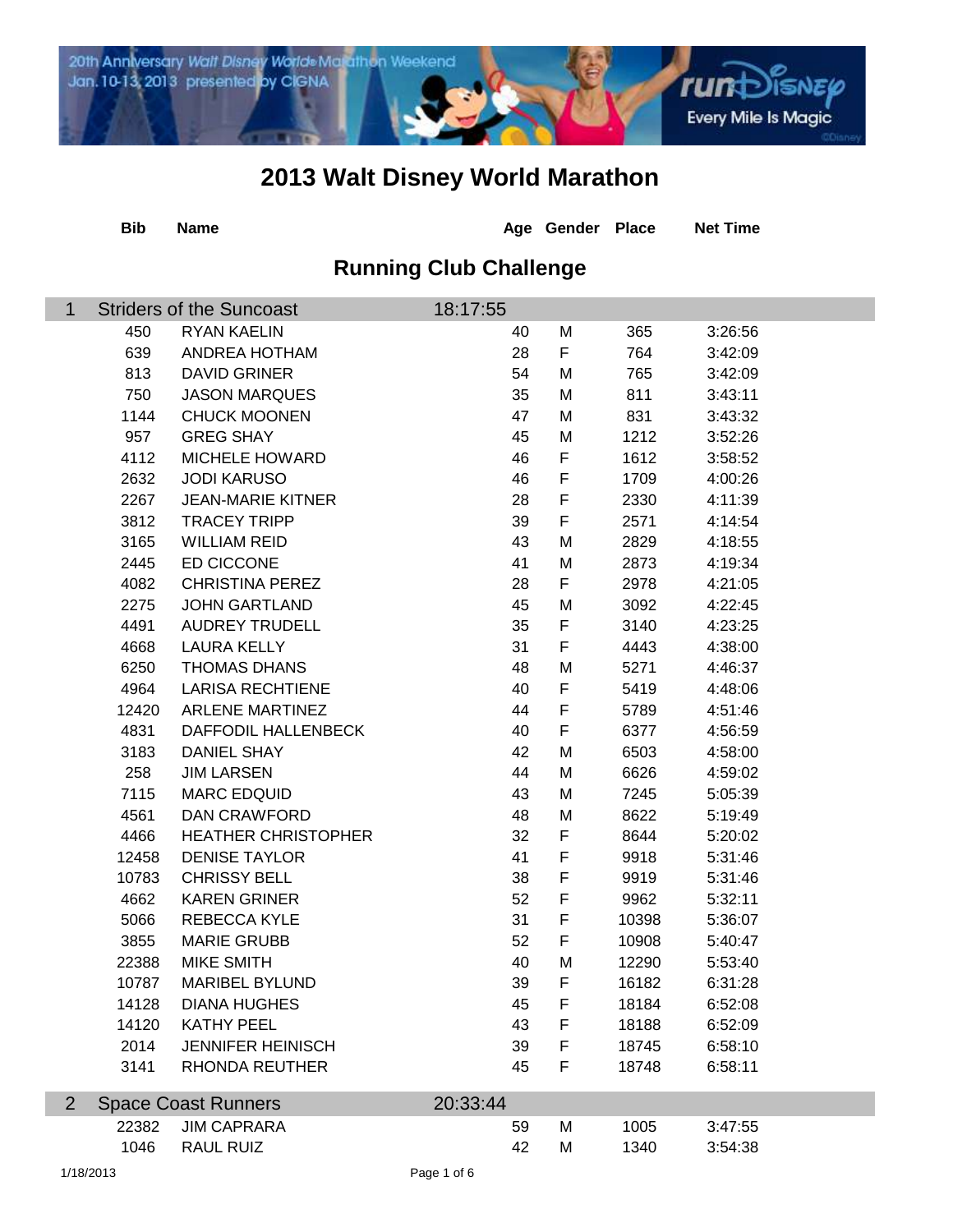# 2013 Walt Disney World Marathon

## Running Club Challenge

| Bib | Name | Age | Gender | Place | Net Time |
|---|---|---|---|---|---|
| **1** | **Striders of the Suncoast** | **18:17:55** | | | |
| 450 | RYAN KAELIN | 40 | M | 365 | 3:26:56 |
| 639 | ANDREA HOTHAM | 28 | F | 764 | 3:42:09 |
| 813 | DAVID GRINER | 54 | M | 765 | 3:42:09 |
| 750 | JASON MARQUES | 35 | M | 811 | 3:43:11 |
| 1144 | CHUCK MOONEN | 47 | M | 831 | 3:43:32 |
| 957 | GREG SHAY | 45 | M | 1212 | 3:52:26 |
| 4112 | MICHELE HOWARD | 46 | F | 1612 | 3:58:52 |
| 2632 | JODI KARUSO | 46 | F | 1709 | 4:00:26 |
| 2267 | JEAN-MARIE KITNER | 28 | F | 2330 | 4:11:39 |
| 3812 | TRACEY TRIPP | 39 | F | 2571 | 4:14:54 |
| 3165 | WILLIAM REID | 43 | M | 2829 | 4:18:55 |
| 2445 | ED CICCONE | 41 | M | 2873 | 4:19:34 |
| 4082 | CHRISTINA PEREZ | 28 | F | 2978 | 4:21:05 |
| 2275 | JOHN GARTLAND | 45 | M | 3092 | 4:22:45 |
| 4491 | AUDREY TRUDELL | 35 | F | 3140 | 4:23:25 |
| 4668 | LAURA KELLY | 31 | F | 4443 | 4:38:00 |
| 6250 | THOMAS DHANS | 48 | M | 5271 | 4:46:37 |
| 4964 | LARISA RECHTIENE | 40 | F | 5419 | 4:48:06 |
| 12420 | ARLENE MARTINEZ | 44 | F | 5789 | 4:51:46 |
| 4831 | DAFFODIL HALLENBECK | 40 | F | 6377 | 4:56:59 |
| 3183 | DANIEL SHAY | 42 | M | 6503 | 4:58:00 |
| 258 | JIM LARSEN | 44 | M | 6626 | 4:59:02 |
| 7115 | MARC EDQUID | 43 | M | 7245 | 5:05:39 |
| 4561 | DAN CRAWFORD | 48 | M | 8622 | 5:19:49 |
| 4466 | HEATHER CHRISTOPHER | 32 | F | 8644 | 5:20:02 |
| 12458 | DENISE TAYLOR | 41 | F | 9918 | 5:31:46 |
| 10783 | CHRISSY BELL | 38 | F | 9919 | 5:31:46 |
| 4662 | KAREN GRINER | 52 | F | 9962 | 5:32:11 |
| 5066 | REBECCA KYLE | 31 | F | 10398 | 5:36:07 |
| 3855 | MARIE GRUBB | 52 | F | 10908 | 5:40:47 |
| 22388 | MIKE SMITH | 40 | M | 12290 | 5:53:40 |
| 10787 | MARIBEL BYLUND | 39 | F | 16182 | 6:31:28 |
| 14128 | DIANA HUGHES | 45 | F | 18184 | 6:52:08 |
| 14120 | KATHY PEEL | 43 | F | 18188 | 6:52:09 |
| 2014 | JENNIFER HEINISCH | 39 | F | 18745 | 6:58:10 |
| 3141 | RHONDA REUTHER | 45 | F | 18748 | 6:58:11 |
| **2** | **Space Coast Runners** | **20:33:44** | | | |
| 22382 | JIM CAPRARA | 59 | M | 1005 | 3:47:55 |
| 1046 | RAUL RUIZ | 42 | M | 1340 | 3:54:38 |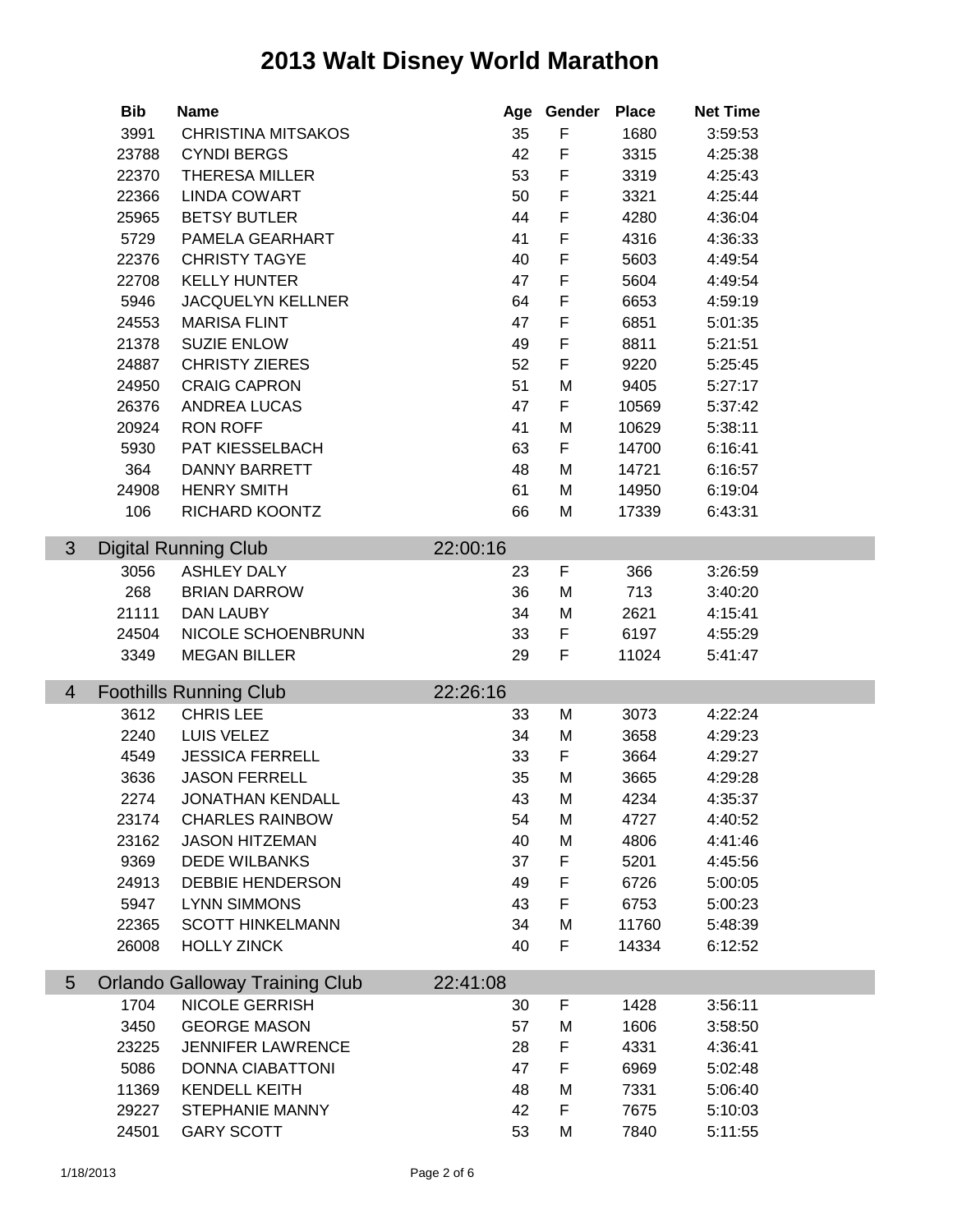# 2013 Walt Disney World Marathon

| | Bib | Name | | Age | Gender | Place | Net Time |
|---|---|---|---|---|---|---|---|
| | 3991 | CHRISTINA MITSAKOS | | 35 | F | 1680 | 3:59:53 |
| | 23788 | CYNDI BERGS | | 42 | F | 3315 | 4:25:38 |
| | 22370 | THERESA MILLER | | 53 | F | 3319 | 4:25:43 |
| | 22366 | LINDA COWART | | 50 | F | 3321 | 4:25:44 |
| | 25965 | BETSY BUTLER | | 44 | F | 4280 | 4:36:04 |
| | 5729 | PAMELA GEARHART | | 41 | F | 4316 | 4:36:33 |
| | 22376 | CHRISTY TAGYE | | 40 | F | 5603 | 4:49:54 |
| | 22708 | KELLY HUNTER | | 47 | F | 5604 | 4:49:54 |
| | 5946 | JACQUELYN KELLNER | | 64 | F | 6653 | 4:59:19 |
| | 24553 | MARISA FLINT | | 47 | F | 6851 | 5:01:35 |
| | 21378 | SUZIE ENLOW | | 49 | F | 8811 | 5:21:51 |
| | 24887 | CHRISTY ZIERES | | 52 | F | 9220 | 5:25:45 |
| | 24950 | CRAIG CAPRON | | 51 | M | 9405 | 5:27:17 |
| | 26376 | ANDREA LUCAS | | 47 | F | 10569 | 5:37:42 |
| | 20924 | RON ROFF | | 41 | M | 10629 | 5:38:11 |
| | 5930 | PAT KIESSELBACH | | 63 | F | 14700 | 6:16:41 |
| | 364 | DANNY BARRETT | | 48 | M | 14721 | 6:16:57 |
| | 24908 | HENRY SMITH | | 61 | M | 14950 | 6:19:04 |
| | 106 | RICHARD KOONTZ | | 66 | M | 17339 | 6:43:31 |
| 3 | Digital Running Club | | 22:00:16 | | | | |
| | 3056 | ASHLEY DALY | | 23 | F | 366 | 3:26:59 |
| | 268 | BRIAN DARROW | | 36 | M | 713 | 3:40:20 |
| | 21111 | DAN LAUBY | | 34 | M | 2621 | 4:15:41 |
| | 24504 | NICOLE SCHOENBRUNN | | 33 | F | 6197 | 4:55:29 |
| | 3349 | MEGAN BILLER | | 29 | F | 11024 | 5:41:47 |
| 4 | Foothills Running Club | | 22:26:16 | | | | |
| | 3612 | CHRIS LEE | | 33 | M | 3073 | 4:22:24 |
| | 2240 | LUIS VELEZ | | 34 | M | 3658 | 4:29:23 |
| | 4549 | JESSICA FERRELL | | 33 | F | 3664 | 4:29:27 |
| | 3636 | JASON FERRELL | | 35 | M | 3665 | 4:29:28 |
| | 2274 | JONATHAN KENDALL | | 43 | M | 4234 | 4:35:37 |
| | 23174 | CHARLES RAINBOW | | 54 | M | 4727 | 4:40:52 |
| | 23162 | JASON HITZEMAN | | 40 | M | 4806 | 4:41:46 |
| | 9369 | DEDE WILBANKS | | 37 | F | 5201 | 4:45:56 |
| | 24913 | DEBBIE HENDERSON | | 49 | F | 6726 | 5:00:05 |
| | 5947 | LYNN SIMMONS | | 43 | F | 6753 | 5:00:23 |
| | 22365 | SCOTT HINKELMANN | | 34 | M | 11760 | 5:48:39 |
| | 26008 | HOLLY ZINCK | | 40 | F | 14334 | 6:12:52 |
| 5 | Orlando Galloway Training Club | | 22:41:08 | | | | |
| | 1704 | NICOLE GERRISH | | 30 | F | 1428 | 3:56:11 |
| | 3450 | GEORGE MASON | | 57 | M | 1606 | 3:58:50 |
| | 23225 | JENNIFER LAWRENCE | | 28 | F | 4331 | 4:36:41 |
| | 5086 | DONNA CIABATTONI | | 47 | F | 6969 | 5:02:48 |
| | 11369 | KENDELL KEITH | | 48 | M | 7331 | 5:06:40 |
| | 29227 | STEPHANIE MANNY | | 42 | F | 7675 | 5:10:03 |
| | 24501 | GARY SCOTT | | 53 | M | 7840 | 5:11:55 |

1/18/2013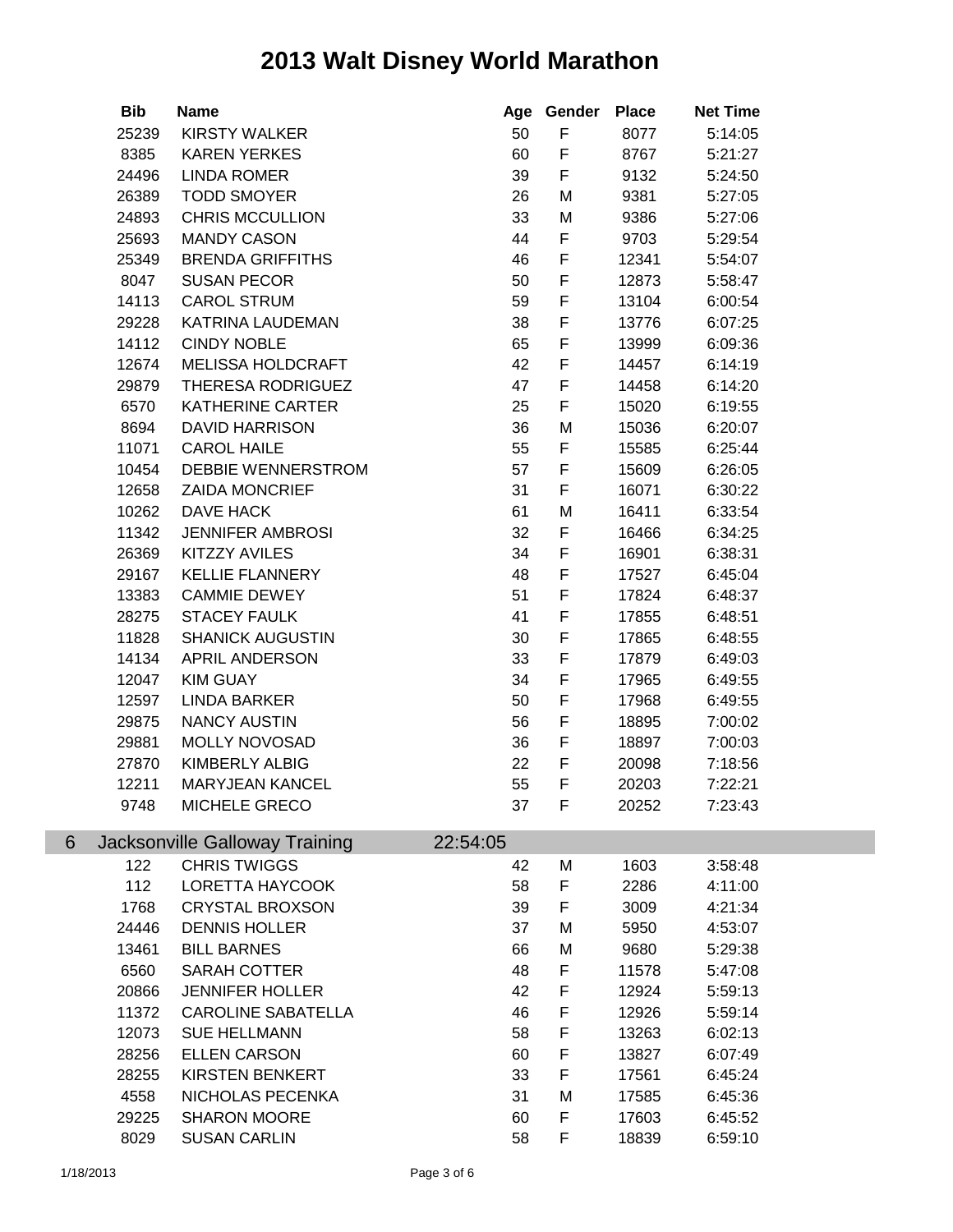# 2013 Walt Disney World Marathon

| Bib | Name | Age | Gender | Place | Net Time |
|---|---|---|---|---|---|
| 25239 | KIRSTY WALKER | 50 | F | 8077 | 5:14:05 |
| 8385 | KAREN YERKES | 60 | F | 8767 | 5:21:27 |
| 24496 | LINDA ROMER | 39 | F | 9132 | 5:24:50 |
| 26389 | TODD SMOYER | 26 | M | 9381 | 5:27:05 |
| 24893 | CHRIS MCCULLION | 33 | M | 9386 | 5:27:06 |
| 25693 | MANDY CASON | 44 | F | 9703 | 5:29:54 |
| 25349 | BRENDA GRIFFITHS | 46 | F | 12341 | 5:54:07 |
| 8047 | SUSAN PECOR | 50 | F | 12873 | 5:58:47 |
| 14113 | CAROL STRUM | 59 | F | 13104 | 6:00:54 |
| 29228 | KATRINA LAUDEMAN | 38 | F | 13776 | 6:07:25 |
| 14112 | CINDY NOBLE | 65 | F | 13999 | 6:09:36 |
| 12674 | MELISSA HOLDCRAFT | 42 | F | 14457 | 6:14:19 |
| 29879 | THERESA RODRIGUEZ | 47 | F | 14458 | 6:14:20 |
| 6570 | KATHERINE CARTER | 25 | F | 15020 | 6:19:55 |
| 8694 | DAVID HARRISON | 36 | M | 15036 | 6:20:07 |
| 11071 | CAROL HAILE | 55 | F | 15585 | 6:25:44 |
| 10454 | DEBBIE WENNERSTROM | 57 | F | 15609 | 6:26:05 |
| 12658 | ZAIDA MONCRIEF | 31 | F | 16071 | 6:30:22 |
| 10262 | DAVE HACK | 61 | M | 16411 | 6:33:54 |
| 11342 | JENNIFER AMBROSI | 32 | F | 16466 | 6:34:25 |
| 26369 | KITZZY AVILES | 34 | F | 16901 | 6:38:31 |
| 29167 | KELLIE FLANNERY | 48 | F | 17527 | 6:45:04 |
| 13383 | CAMMIE DEWEY | 51 | F | 17824 | 6:48:37 |
| 28275 | STACEY FAULK | 41 | F | 17855 | 6:48:51 |
| 11828 | SHANICK AUGUSTIN | 30 | F | 17865 | 6:48:55 |
| 14134 | APRIL ANDERSON | 33 | F | 17879 | 6:49:03 |
| 12047 | KIM GUAY | 34 | F | 17965 | 6:49:55 |
| 12597 | LINDA BARKER | 50 | F | 17968 | 6:49:55 |
| 29875 | NANCY AUSTIN | 56 | F | 18895 | 7:00:02 |
| 29881 | MOLLY NOVOSAD | 36 | F | 18897 | 7:00:03 |
| 27870 | KIMBERLY ALBIG | 22 | F | 20098 | 7:18:56 |
| 12211 | MARYJEAN KANCEL | 55 | F | 20203 | 7:22:21 |
| 9748 | MICHELE GRECO | 37 | F | 20252 | 7:23:43 |

## 6 Jacksonville Galloway Training 22:54:05

| Bib | Name | Age | Gender | Place | Net Time |
|---|---|---|---|---|---|
| 122 | CHRIS TWIGGS | 42 | M | 1603 | 3:58:48 |
| 112 | LORETTA HAYCOOK | 58 | F | 2286 | 4:11:00 |
| 1768 | CRYSTAL BROXSON | 39 | F | 3009 | 4:21:34 |
| 24446 | DENNIS HOLLER | 37 | M | 5950 | 4:53:07 |
| 13461 | BILL BARNES | 66 | M | 9680 | 5:29:38 |
| 6560 | SARAH COTTER | 48 | F | 11578 | 5:47:08 |
| 20866 | JENNIFER HOLLER | 42 | F | 12924 | 5:59:13 |
| 11372 | CAROLINE SABATELLA | 46 | F | 12926 | 5:59:14 |
| 12073 | SUE HELLMANN | 58 | F | 13263 | 6:02:13 |
| 28256 | ELLEN CARSON | 60 | F | 13827 | 6:07:49 |
| 28255 | KIRSTEN BENKERT | 33 | F | 17561 | 6:45:24 |
| 4558 | NICHOLAS PECENKA | 31 | M | 17585 | 6:45:36 |
| 29225 | SHARON MOORE | 60 | F | 17603 | 6:45:52 |
| 8029 | SUSAN CARLIN | 58 | F | 18839 | 6:59:10 |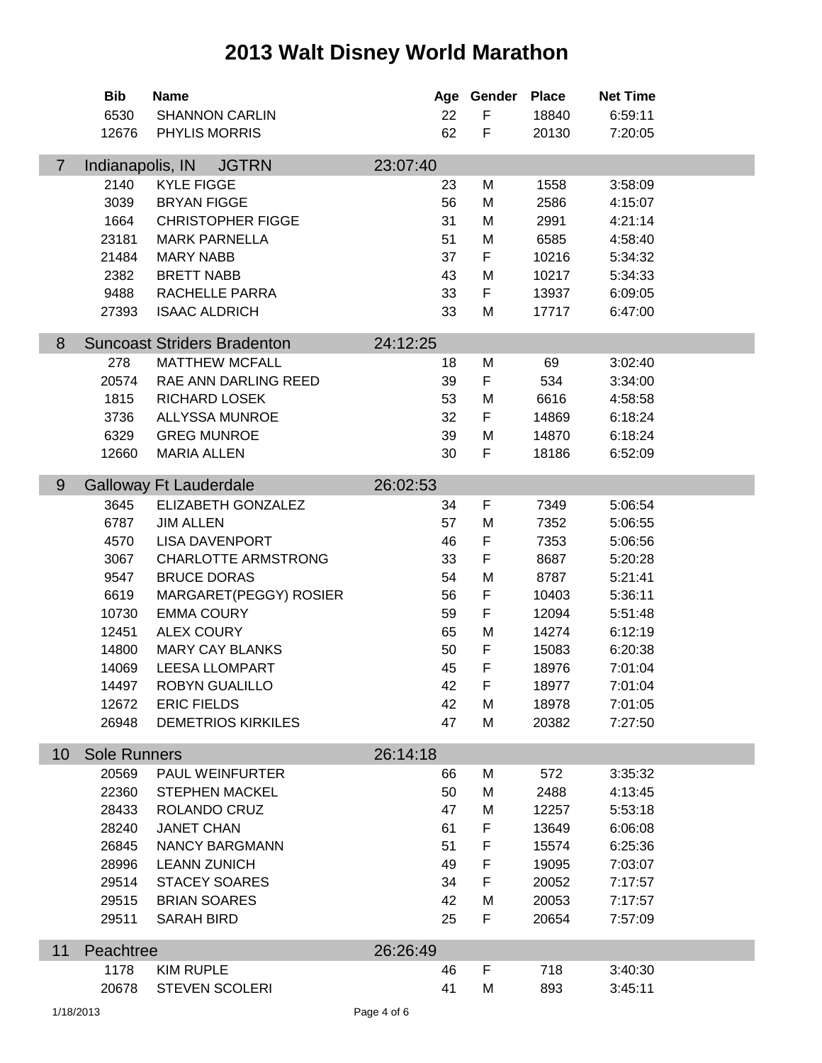# 2013 Walt Disney World Marathon

| | Bib | Name | Age | Gender | Place | Net Time |
|---|---|---|---|---|---|---|
| | 6530 | SHANNON CARLIN | 22 | F | 18840 | 6:59:11 |
| | 12676 | PHYLIS MORRIS | 62 | F | 20130 | 7:20:05 |
| 7 | Indianapolis, IN JGTRN | | 23:07:40 | | | |
| | 2140 | KYLE FIGGE | 23 | M | 1558 | 3:58:09 |
| | 3039 | BRYAN FIGGE | 56 | M | 2586 | 4:15:07 |
| | 1664 | CHRISTOPHER FIGGE | 31 | M | 2991 | 4:21:14 |
| | 23181 | MARK PARNELLA | 51 | M | 6585 | 4:58:40 |
| | 21484 | MARY NABB | 37 | F | 10216 | 5:34:32 |
| | 2382 | BRETT NABB | 43 | M | 10217 | 5:34:33 |
| | 9488 | RACHELLE PARRA | 33 | F | 13937 | 6:09:05 |
| | 27393 | ISAAC ALDRICH | 33 | M | 17717 | 6:47:00 |
| 8 | Suncoast Striders Bradenton | | 24:12:25 | | | |
| | 278 | MATTHEW MCFALL | 18 | M | 69 | 3:02:40 |
| | 20574 | RAE ANN DARLING REED | 39 | F | 534 | 3:34:00 |
| | 1815 | RICHARD LOSEK | 53 | M | 6616 | 4:58:58 |
| | 3736 | ALLYSSA MUNROE | 32 | F | 14869 | 6:18:24 |
| | 6329 | GREG MUNROE | 39 | M | 14870 | 6:18:24 |
| | 12660 | MARIA ALLEN | 30 | F | 18186 | 6:52:09 |
| 9 | Galloway Ft Lauderdale | | 26:02:53 | | | |
| | 3645 | ELIZABETH GONZALEZ | 34 | F | 7349 | 5:06:54 |
| | 6787 | JIM ALLEN | 57 | M | 7352 | 5:06:55 |
| | 4570 | LISA DAVENPORT | 46 | F | 7353 | 5:06:56 |
| | 3067 | CHARLOTTE ARMSTRONG | 33 | F | 8687 | 5:20:28 |
| | 9547 | BRUCE DORAS | 54 | M | 8787 | 5:21:41 |
| | 6619 | MARGARET(PEGGY) ROSIER | 56 | F | 10403 | 5:36:11 |
| | 10730 | EMMA COURY | 59 | F | 12094 | 5:51:48 |
| | 12451 | ALEX COURY | 65 | M | 14274 | 6:12:19 |
| | 14800 | MARY CAY BLANKS | 50 | F | 15083 | 6:20:38 |
| | 14069 | LEESA LLOMPART | 45 | F | 18976 | 7:01:04 |
| | 14497 | ROBYN GUALILLO | 42 | F | 18977 | 7:01:04 |
| | 12672 | ERIC FIELDS | 42 | M | 18978 | 7:01:05 |
| | 26948 | DEMETRIOS KIRKILES | 47 | M | 20382 | 7:27:50 |
| 10 | Sole Runners | | 26:14:18 | | | |
| | 20569 | PAUL WEINFURTER | 66 | M | 572 | 3:35:32 |
| | 22360 | STEPHEN MACKEL | 50 | M | 2488 | 4:13:45 |
| | 28433 | ROLANDO CRUZ | 47 | M | 12257 | 5:53:18 |
| | 28240 | JANET CHAN | 61 | F | 13649 | 6:06:08 |
| | 26845 | NANCY BARGMANN | 51 | F | 15574 | 6:25:36 |
| | 28996 | LEANN ZUNICH | 49 | F | 19095 | 7:03:07 |
| | 29514 | STACEY SOARES | 34 | F | 20052 | 7:17:57 |
| | 29515 | BRIAN SOARES | 42 | M | 20053 | 7:17:57 |
| | 29511 | SARAH BIRD | 25 | F | 20654 | 7:57:09 |
| 11 | Peachtree | | 26:26:49 | | | |
| | 1178 | KIM RUPLE | 46 | F | 718 | 3:40:30 |
| | 20678 | STEVEN SCOLERI | 41 | M | 893 | 3:45:11 |

1/18/2013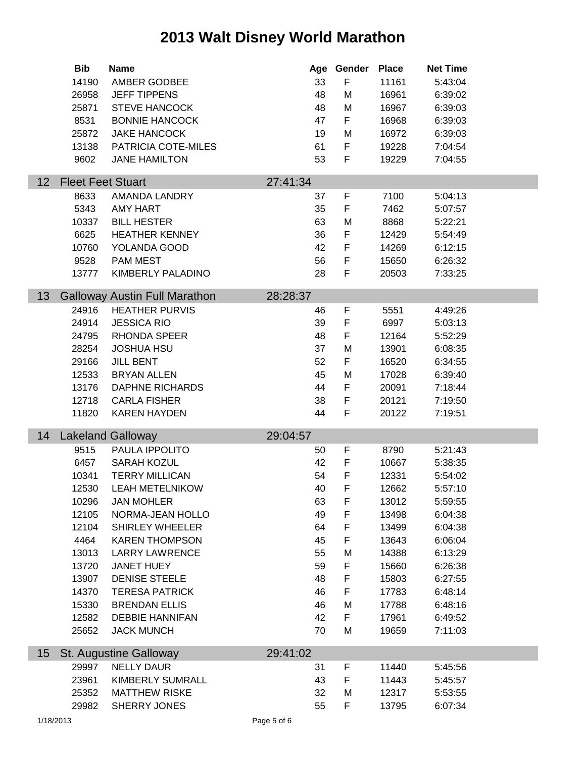# 2013 Walt Disney World Marathon

| Bib | Name | | Age | Gender | Place | Net Time |
|---|---|---|---|---|---|---|
| 14190 | AMBER GODBEE | | 33 | F | 11161 | 5:43:04 |
| 26958 | JEFF TIPPENS | | 48 | M | 16961 | 6:39:02 |
| 25871 | STEVE HANCOCK | | 48 | M | 16967 | 6:39:03 |
| 8531 | BONNIE HANCOCK | | 47 | F | 16968 | 6:39:03 |
| 25872 | JAKE HANCOCK | | 19 | M | 16972 | 6:39:03 |
| 13138 | PATRICIA COTE-MILES | | 61 | F | 19228 | 7:04:54 |
| 9602 | JANE HAMILTON | | 53 | F | 19229 | 7:04:55 |
| **12** | **Fleet Feet Stuart** | **27:41:34** | | | | |
| 8633 | AMANDA LANDRY | | 37 | F | 7100 | 5:04:13 |
| 5343 | AMY HART | | 35 | F | 7462 | 5:07:57 |
| 10337 | BILL HESTER | | 63 | M | 8868 | 5:22:21 |
| 6625 | HEATHER KENNEY | | 36 | F | 12429 | 5:54:49 |
| 10760 | YOLANDA GOOD | | 42 | F | 14269 | 6:12:15 |
| 9528 | PAM MEST | | 56 | F | 15650 | 6:26:32 |
| 13777 | KIMBERLY PALADINO | | 28 | F | 20503 | 7:33:25 |
| **13** | **Galloway Austin Full Marathon** | **28:28:37** | | | | |
| 24916 | HEATHER PURVIS | | 46 | F | 5551 | 4:49:26 |
| 24914 | JESSICA RIO | | 39 | F | 6997 | 5:03:13 |
| 24795 | RHONDA SPEER | | 48 | F | 12164 | 5:52:29 |
| 28254 | JOSHUA HSU | | 37 | M | 13901 | 6:08:35 |
| 29166 | JILL BENT | | 52 | F | 16520 | 6:34:55 |
| 12533 | BRYAN ALLEN | | 45 | M | 17028 | 6:39:40 |
| 13176 | DAPHNE RICHARDS | | 44 | F | 20091 | 7:18:44 |
| 12718 | CARLA FISHER | | 38 | F | 20121 | 7:19:50 |
| 11820 | KAREN HAYDEN | | 44 | F | 20122 | 7:19:51 |
| **14** | **Lakeland Galloway** | **29:04:57** | | | | |
| 9515 | PAULA IPPOLITO | | 50 | F | 8790 | 5:21:43 |
| 6457 | SARAH KOZUL | | 42 | F | 10667 | 5:38:35 |
| 10341 | TERRY MILLICAN | | 54 | F | 12331 | 5:54:02 |
| 12530 | LEAH METELNIKOW | | 40 | F | 12662 | 5:57:10 |
| 10296 | JAN MOHLER | | 63 | F | 13012 | 5:59:55 |
| 12105 | NORMA-JEAN HOLLO | | 49 | F | 13498 | 6:04:38 |
| 12104 | SHIRLEY WHEELER | | 64 | F | 13499 | 6:04:38 |
| 4464 | KAREN THOMPSON | | 45 | F | 13643 | 6:06:04 |
| 13013 | LARRY LAWRENCE | | 55 | M | 14388 | 6:13:29 |
| 13720 | JANET HUEY | | 59 | F | 15660 | 6:26:38 |
| 13907 | DENISE STEELE | | 48 | F | 15803 | 6:27:55 |
| 14370 | TERESA PATRICK | | 46 | F | 17783 | 6:48:14 |
| 15330 | BRENDAN ELLIS | | 46 | M | 17788 | 6:48:16 |
| 12582 | DEBBIE HANNIFAN | | 42 | F | 17961 | 6:49:52 |
| 25652 | JACK MUNCH | | 70 | M | 19659 | 7:11:03 |
| **15** | **St. Augustine Galloway** | **29:41:02** | | | | |
| 29997 | NELLY DAUR | | 31 | F | 11440 | 5:45:56 |
| 23961 | KIMBERLY SUMRALL | | 43 | F | 11443 | 5:45:57 |
| 25352 | MATTHEW RISKE | | 32 | M | 12317 | 5:53:55 |
| 29982 | SHERRY JONES | | 55 | F | 13795 | 6:07:34 |

1/18/2013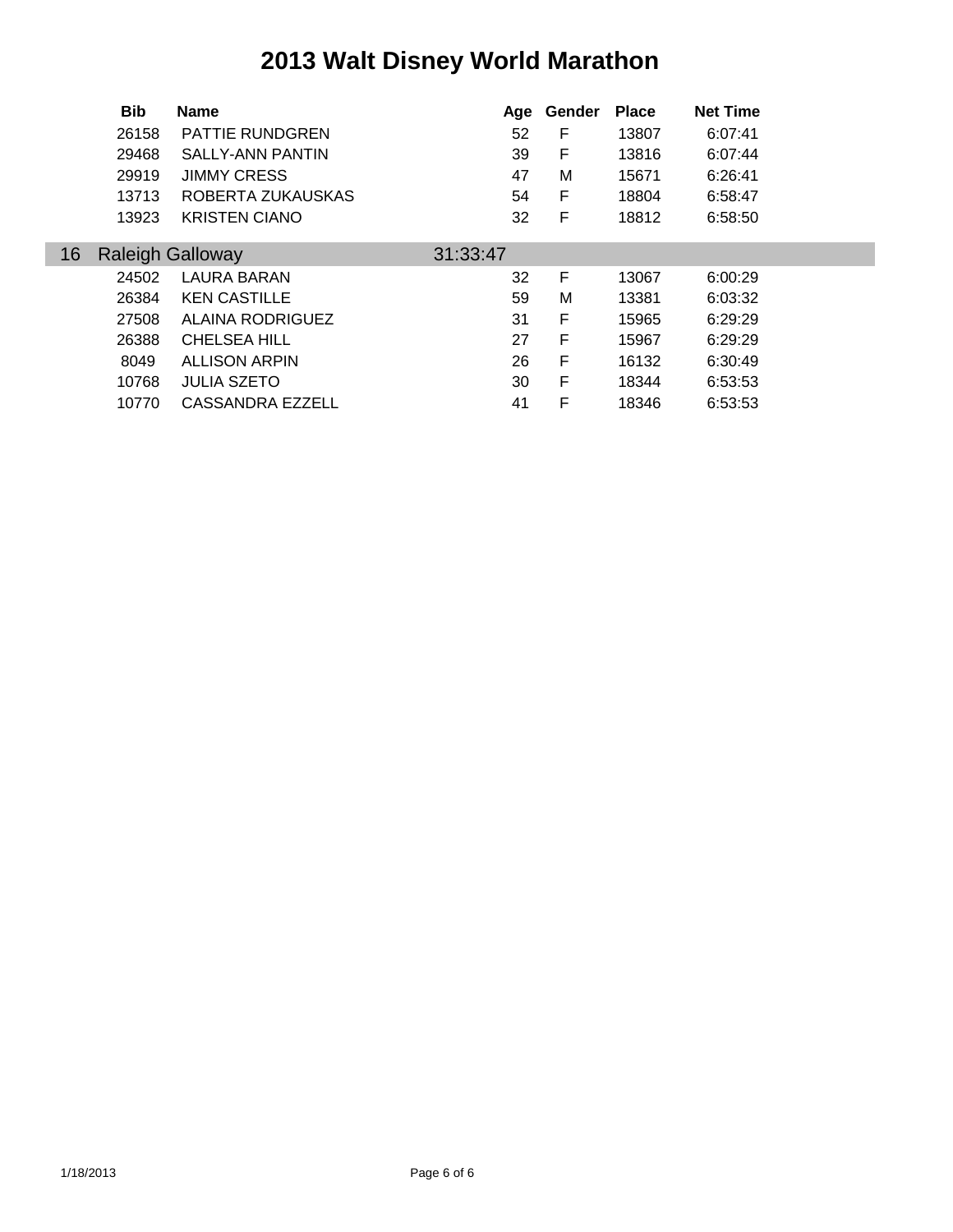# 2013 Walt Disney World Marathon

| Bib | Name | Age | Gender | Place | Net Time |
|---|---|---|---|---|---|
| 26158 | PATTIE RUNDGREN | 52 | F | 13807 | 6:07:41 |
| 29468 | SALLY-ANN PANTIN | 39 | F | 13816 | 6:07:44 |
| 29919 | JIMMY CRESS | 47 | M | 15671 | 6:26:41 |
| 13713 | ROBERTA ZUKAUSKAS | 54 | F | 18804 | 6:58:47 |
| 13923 | KRISTEN CIANO | 32 | F | 18812 | 6:58:50 |
| **16** | **Raleigh Galloway** | **31:33:47** | | | |
| 24502 | LAURA BARAN | 32 | F | 13067 | 6:00:29 |
| 26384 | KEN CASTILLE | 59 | M | 13381 | 6:03:32 |
| 27508 | ALAINA RODRIGUEZ | 31 | F | 15965 | 6:29:29 |
| 26388 | CHELSEA HILL | 27 | F | 15967 | 6:29:29 |
| 8049 | ALLISON ARPIN | 26 | F | 16132 | 6:30:49 |
| 10768 | JULIA SZETO | 30 | F | 18344 | 6:53:53 |
| 10770 | CASSANDRA EZZELL | 41 | F | 18346 | 6:53:53 |

1/18/2013